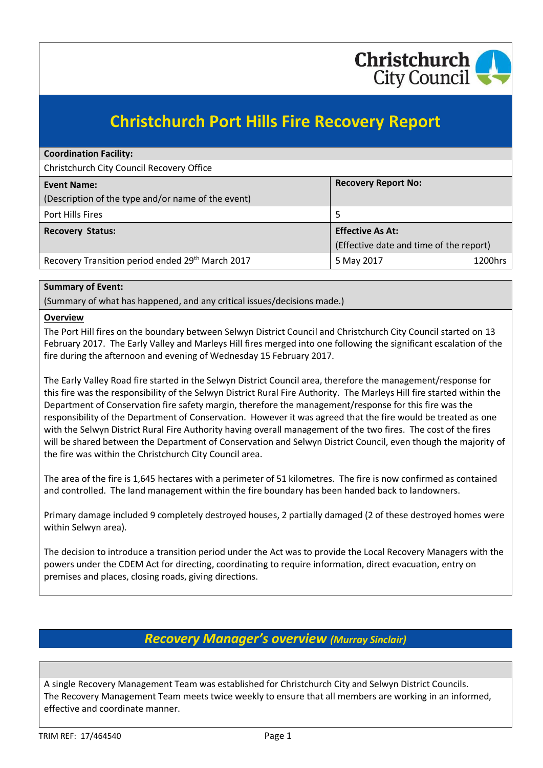Christchurch City Council

# Christchurch Port Hills Fire Recovery Report

| **Coordination Facility:** | |
|---|---|
| Christchurch City Council Recovery Office | |
| **Event Name:** (Description of the type and/or name of the event) | **Recovery Report No:** |
| Port Hills Fires | 5 |
| **Recovery Status:** | **Effective As At:** (Effective date and time of the report) |
| Recovery Transition period ended 29th March 2017 | 5 May 2017 1200hrs |

**Summary of Event:**

(Summary of what has happened, and any critical issues/decisions made.)

**Overview**

The Port Hill fires on the boundary between Selwyn District Council and Christchurch City Council started on 13 February 2017. The Early Valley and Marleys Hill fires merged into one following the significant escalation of the fire during the afternoon and evening of Wednesday 15 February 2017.

The Early Valley Road fire started in the Selwyn District Council area, therefore the management/response for this fire was the responsibility of the Selwyn District Rural Fire Authority. The Marleys Hill fire started within the Department of Conservation fire safety margin, therefore the management/response for this fire was the responsibility of the Department of Conservation. However it was agreed that the fire would be treated as one with the Selwyn District Rural Fire Authority having overall management of the two fires. The cost of the fires will be shared between the Department of Conservation and Selwyn District Council, even though the majority of the fire was within the Christchurch City Council area.

The area of the fire is 1,645 hectares with a perimeter of 51 kilometres. The fire is now confirmed as contained and controlled. The land management within the fire boundary has been handed back to landowners.

Primary damage included 9 completely destroyed houses, 2 partially damaged (2 of these destroyed homes were within Selwyn area).

The decision to introduce a transition period under the Act was to provide the Local Recovery Managers with the powers under the CDEM Act for directing, coordinating to require information, direct evacuation, entry on premises and places, closing roads, giving directions.

## *Recovery Manager's overview (Murray Sinclair)*

A single Recovery Management Team was established for Christchurch City and Selwyn District Councils. The Recovery Management Team meets twice weekly to ensure that all members are working in an informed, effective and coordinate manner.

TRIM REF: 17/464540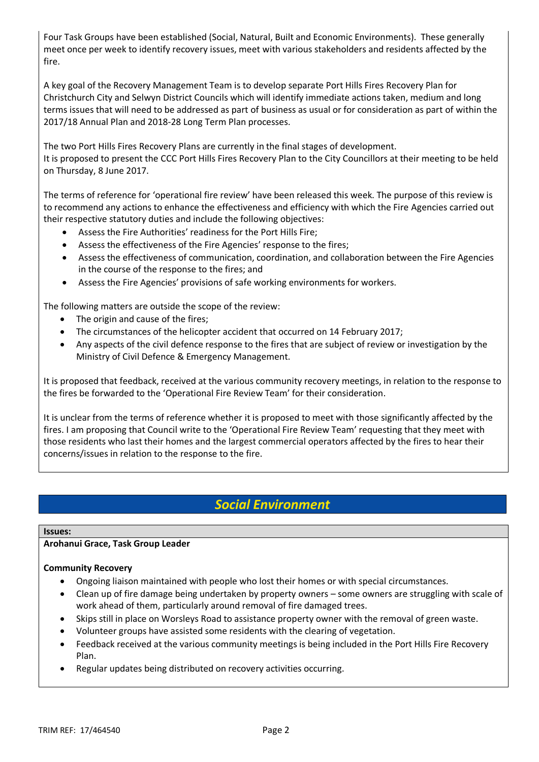Four Task Groups have been established (Social, Natural, Built and Economic Environments). These generally meet once per week to identify recovery issues, meet with various stakeholders and residents affected by the fire.

A key goal of the Recovery Management Team is to develop separate Port Hills Fires Recovery Plan for Christchurch City and Selwyn District Councils which will identify immediate actions taken, medium and long terms issues that will need to be addressed as part of business as usual or for consideration as part of within the 2017/18 Annual Plan and 2018-28 Long Term Plan processes.

The two Port Hills Fires Recovery Plans are currently in the final stages of development.
It is proposed to present the CCC Port Hills Fires Recovery Plan to the City Councillors at their meeting to be held on Thursday, 8 June 2017.

The terms of reference for 'operational fire review' have been released this week. The purpose of this review is to recommend any actions to enhance the effectiveness and efficiency with which the Fire Agencies carried out their respective statutory duties and include the following objectives:

- Assess the Fire Authorities' readiness for the Port Hills Fire;
- Assess the effectiveness of the Fire Agencies' response to the fires;
- Assess the effectiveness of communication, coordination, and collaboration between the Fire Agencies in the course of the response to the fires; and
- Assess the Fire Agencies' provisions of safe working environments for workers.

The following matters are outside the scope of the review:

- The origin and cause of the fires;
- The circumstances of the helicopter accident that occurred on 14 February 2017;
- Any aspects of the civil defence response to the fires that are subject of review or investigation by the Ministry of Civil Defence & Emergency Management.

It is proposed that feedback, received at the various community recovery meetings, in relation to the response to the fires be forwarded to the 'Operational Fire Review Team' for their consideration.

It is unclear from the terms of reference whether it is proposed to meet with those significantly affected by the fires. I am proposing that Council write to the 'Operational Fire Review Team' requesting that they meet with those residents who last their homes and the largest commercial operators affected by the fires to hear their concerns/issues in relation to the response to the fire.

## *Social Environment*

**Issues:**

**Arohanui Grace, Task Group Leader**

**Community Recovery**

- Ongoing liaison maintained with people who lost their homes or with special circumstances.
- Clean up of fire damage being undertaken by property owners – some owners are struggling with scale of work ahead of them, particularly around removal of fire damaged trees.
- Skips still in place on Worsleys Road to assistance property owner with the removal of green waste.
- Volunteer groups have assisted some residents with the clearing of vegetation.
- Feedback received at the various community meetings is being included in the Port Hills Fire Recovery Plan.
- Regular updates being distributed on recovery activities occurring.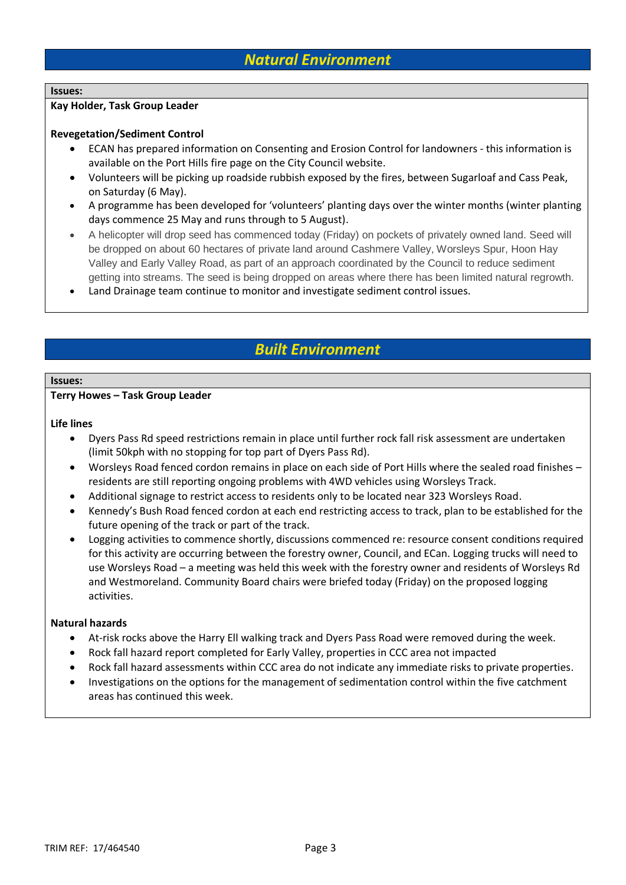## *Natural Environment*

**Issues:**

**Kay Holder, Task Group Leader**

**Revegetation/Sediment Control**

- ECAN has prepared information on Consenting and Erosion Control for landowners - this information is available on the Port Hills fire page on the City Council website.
- Volunteers will be picking up roadside rubbish exposed by the fires, between Sugarloaf and Cass Peak, on Saturday (6 May).
- A programme has been developed for 'volunteers' planting days over the winter months (winter planting days commence 25 May and runs through to 5 August).
- A helicopter will drop seed has commenced today (Friday) on pockets of privately owned land. Seed will be dropped on about 60 hectares of private land around Cashmere Valley, Worsleys Spur, Hoon Hay Valley and Early Valley Road, as part of an approach coordinated by the Council to reduce sediment getting into streams. The seed is being dropped on areas where there has been limited natural regrowth.
- Land Drainage team continue to monitor and investigate sediment control issues.

## *Built Environment*

**Issues:**

**Terry Howes – Task Group Leader**

**Life lines**

- Dyers Pass Rd speed restrictions remain in place until further rock fall risk assessment are undertaken (limit 50kph with no stopping for top part of Dyers Pass Rd).
- Worsleys Road fenced cordon remains in place on each side of Port Hills where the sealed road finishes – residents are still reporting ongoing problems with 4WD vehicles using Worsleys Track.
- Additional signage to restrict access to residents only to be located near 323 Worsleys Road.
- Kennedy's Bush Road fenced cordon at each end restricting access to track, plan to be established for the future opening of the track or part of the track.
- Logging activities to commence shortly, discussions commenced re: resource consent conditions required for this activity are occurring between the forestry owner, Council, and ECan. Logging trucks will need to use Worsleys Road – a meeting was held this week with the forestry owner and residents of Worsleys Rd and Westmoreland. Community Board chairs were briefed today (Friday) on the proposed logging activities.

**Natural hazards**

- At-risk rocks above the Harry Ell walking track and Dyers Pass Road were removed during the week.
- Rock fall hazard report completed for Early Valley, properties in CCC area not impacted
- Rock fall hazard assessments within CCC area do not indicate any immediate risks to private properties.
- Investigations on the options for the management of sedimentation control within the five catchment areas has continued this week.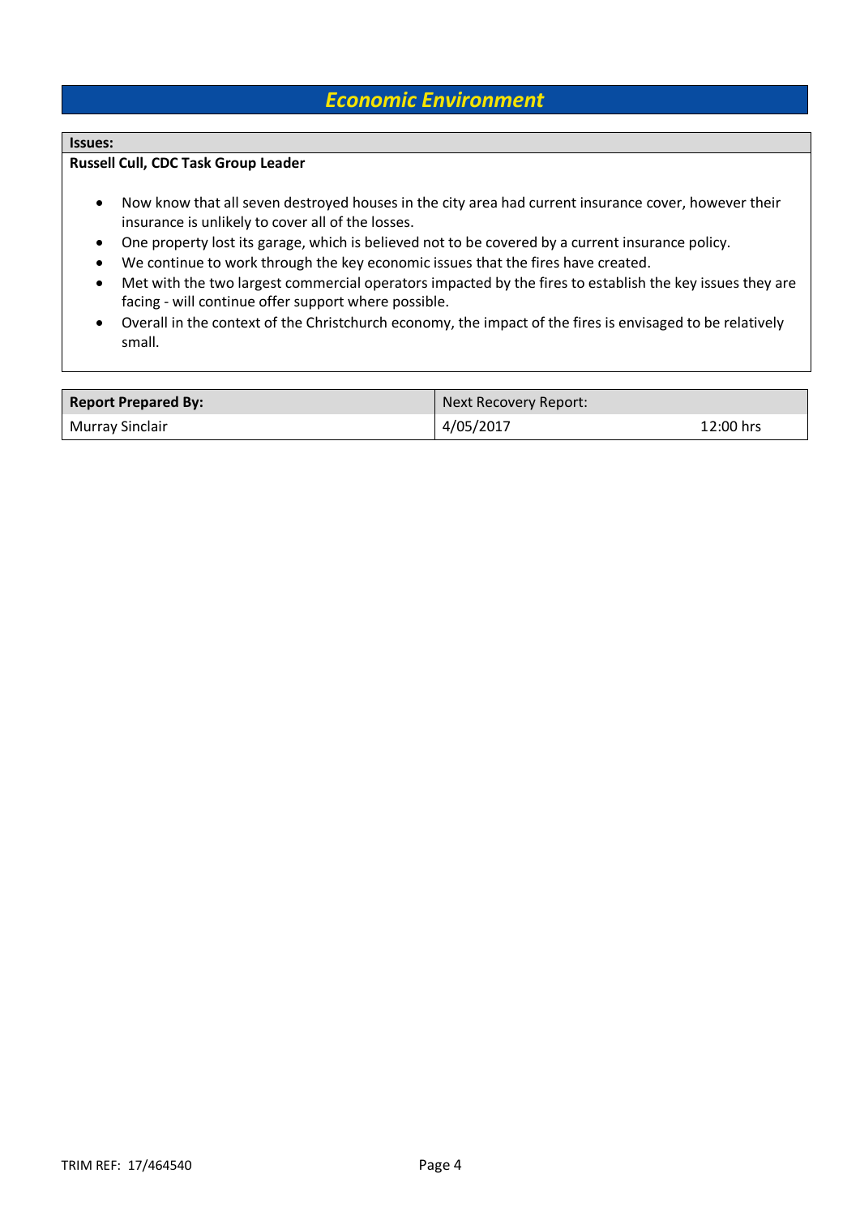# *Economic Environment*

**Issues:**

**Russell Cull, CDC Task Group Leader**

- Now know that all seven destroyed houses in the city area had current insurance cover, however their insurance is unlikely to cover all of the losses.
- One property lost its garage, which is believed not to be covered by a current insurance policy.
- We continue to work through the key economic issues that the fires have created.
- Met with the two largest commercial operators impacted by the fires to establish the key issues they are facing - will continue offer support where possible.
- Overall in the context of the Christchurch economy, the impact of the fires is envisaged to be relatively small.

| **Report Prepared By:** | Next Recovery Report: | |
|---|---|---|
| Murray Sinclair | 4/05/2017 | 12:00 hrs |

TRIM REF: 17/464540